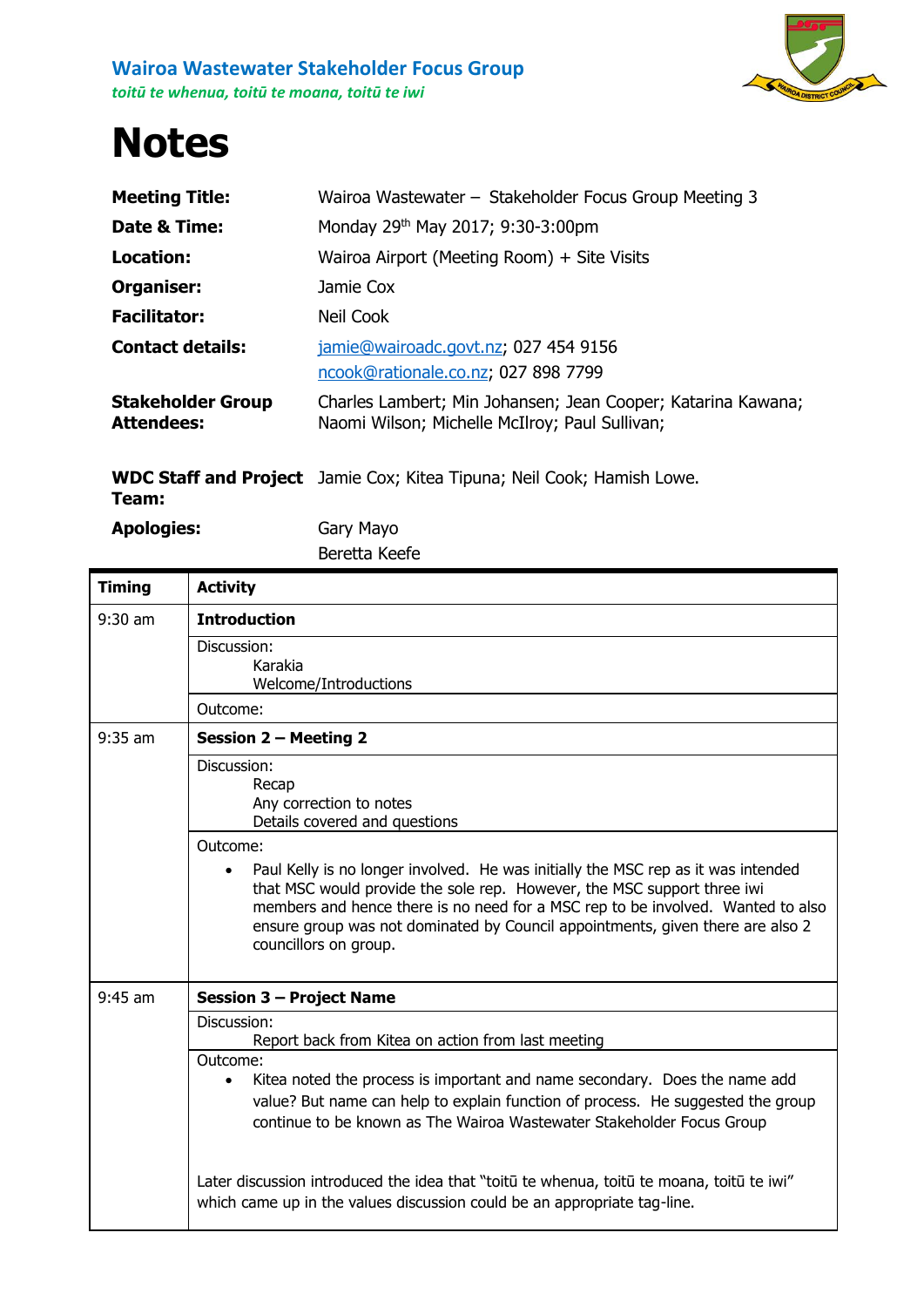**Wairoa Wastewater Stakeholder Focus Group**

***toitū te whenua, toitū te moana, toitū te iwi***

# Notes

| | |
|---|---|
| **Meeting Title:** | Wairoa Wastewater – Stakeholder Focus Group Meeting 3 |
| **Date & Time:** | Monday 29th May 2017; 9:30-3:00pm |
| **Location:** | Wairoa Airport (Meeting Room) + Site Visits |
| **Organiser:** | Jamie Cox |
| **Facilitator:** | Neil Cook |
| **Contact details:** | jamie@wairoadc.govt.nz; 027 454 9156<br>ncook@rationale.co.nz; 027 898 7799 |
| **Stakeholder Group Attendees:** | Charles Lambert; Min Johansen; Jean Cooper; Katarina Kawana; Naomi Wilson; Michelle McIlroy; Paul Sullivan; |
| **WDC Staff and Project Team:** | Jamie Cox; Kitea Tipuna; Neil Cook; Hamish Lowe. |
| **Apologies:** | Gary Mayo<br>Beretta Keefe |

| Timing | Activity |
|---|---|
| 9:30 am | **Introduction** |
| | Discussion:<br>Karakia<br>Welcome/Introductions |
| | Outcome: |
| 9:35 am | **Session 2 – Meeting 2** |
| | Discussion:<br>Recap<br>Any correction to notes<br>Details covered and questions |
| | Outcome:<br>• Paul Kelly is no longer involved. He was initially the MSC rep as it was intended that MSC would provide the sole rep. However, the MSC support three iwi members and hence there is no need for a MSC rep to be involved. Wanted to also ensure group was not dominated by Council appointments, given there are also 2 councillors on group. |
| 9:45 am | **Session 3 – Project Name** |
| | Discussion:<br>Report back from Kitea on action from last meeting |
| | Outcome:<br>• Kitea noted the process is important and name secondary. Does the name add value? But name can help to explain function of process. He suggested the group continue to be known as The Wairoa Wastewater Stakeholder Focus Group<br><br>Later discussion introduced the idea that "toitū te whenua, toitū te moana, toitū te iwi" which came up in the values discussion could be an appropriate tag-line. |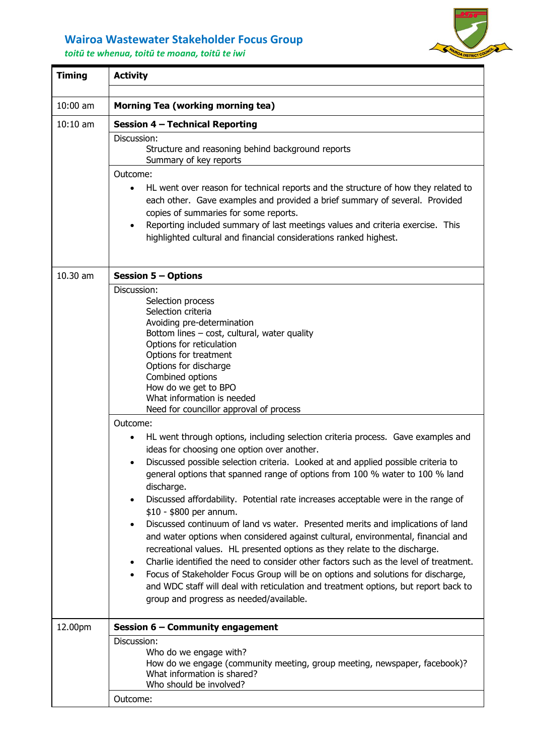# Wairoa Wastewater Stakeholder Focus Group

*toitū te whenua, toitū te moana, toitū te iwi*

| Timing | Activity |
|---|---|
| | |
| 10:00 am | **Morning Tea (working morning tea)** |
| 10:10 am | **Session 4 – Technical Reporting** |
| | Discussion:<br>Structure and reasoning behind background reports<br>Summary of key reports |
| | Outcome:<br>• HL went over reason for technical reports and the structure of how they related to each other. Gave examples and provided a brief summary of several. Provided copies of summaries for some reports.<br>• Reporting included summary of last meetings values and criteria exercise. This highlighted cultural and financial considerations ranked highest. |
| 10.30 am | **Session 5 – Options** |
| | Discussion:<br>Selection process<br>Selection criteria<br>Avoiding pre-determination<br>Bottom lines – cost, cultural, water quality<br>Options for reticulation<br>Options for treatment<br>Options for discharge<br>Combined options<br>How do we get to BPO<br>What information is needed<br>Need for councillor approval of process |
| | Outcome:<br>• HL went through options, including selection criteria process. Gave examples and ideas for choosing one option over another.<br>• Discussed possible selection criteria. Looked at and applied possible criteria to general options that spanned range of options from 100 % water to 100 % land discharge.<br>• Discussed affordability. Potential rate increases acceptable were in the range of $10 - $800 per annum.<br>• Discussed continuum of land vs water. Presented merits and implications of land and water options when considered against cultural, environmental, financial and recreational values. HL presented options as they relate to the discharge.<br>• Charlie identified the need to consider other factors such as the level of treatment.<br>• Focus of Stakeholder Focus Group will be on options and solutions for discharge, and WDC staff will deal with reticulation and treatment options, but report back to group and progress as needed/available. |
| 12.00pm | **Session 6 – Community engagement** |
| | Discussion:<br>Who do we engage with?<br>How do we engage (community meeting, group meeting, newspaper, facebook)?<br>What information is shared?<br>Who should be involved? |
| | Outcome: |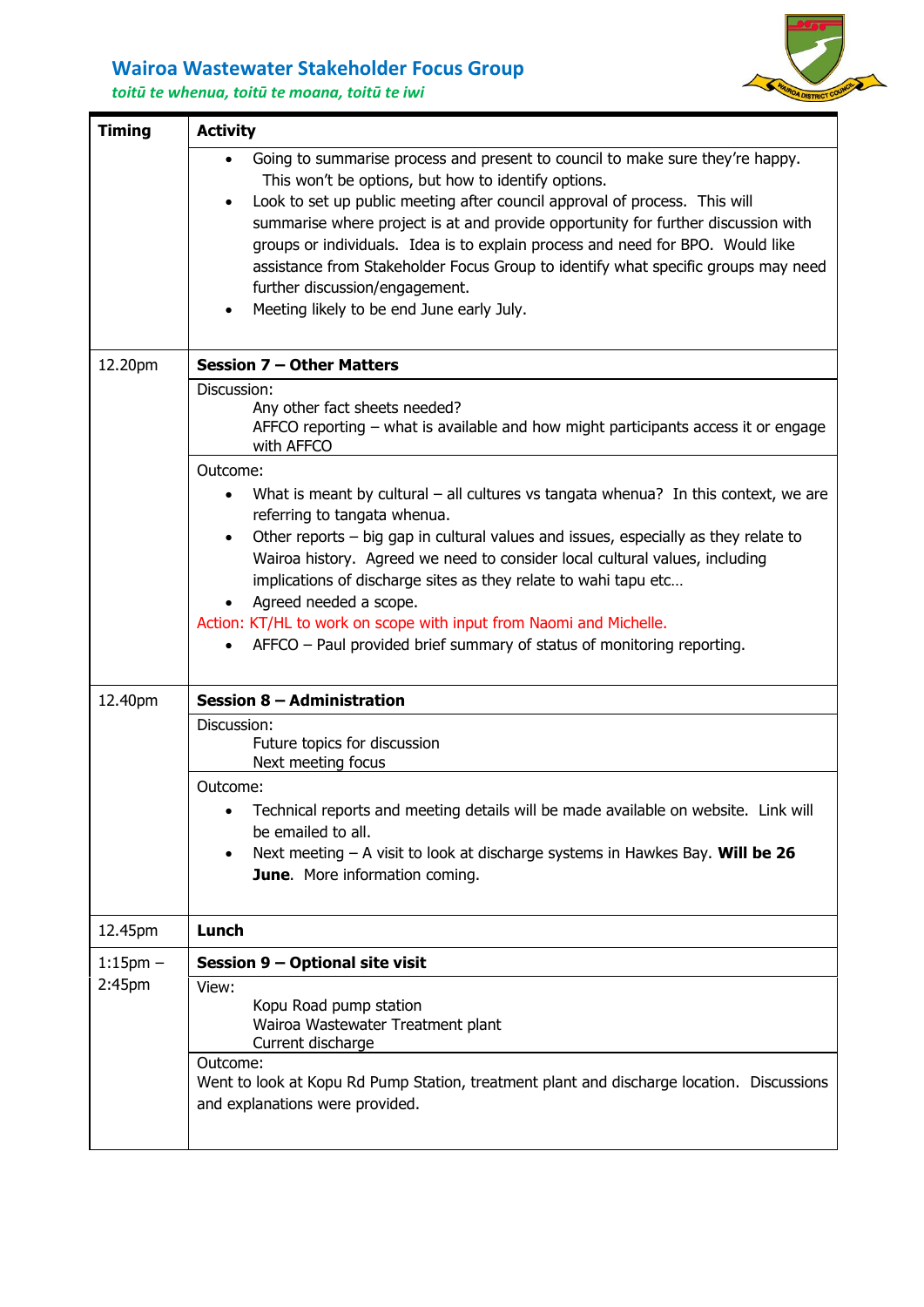## Wairoa Wastewater Stakeholder Focus Group

*toitū te whenua, toitū te moana, toitū te iwi*

| Timing | Activity |
|---|---|
| | • Going to summarise process and present to council to make sure they're happy. This won't be options, but how to identify options.<br>• Look to set up public meeting after council approval of process. This will summarise where project is at and provide opportunity for further discussion with groups or individuals. Idea is to explain process and need for BPO. Would like assistance from Stakeholder Focus Group to identify what specific groups may need further discussion/engagement.<br>• Meeting likely to be end June early July. |
| 12.20pm | **Session 7 – Other Matters** |
| | Discussion:<br>Any other fact sheets needed?<br>AFFCO reporting – what is available and how might participants access it or engage with AFFCO |
| | Outcome:<br>• What is meant by cultural – all cultures vs tangata whenua? In this context, we are referring to tangata whenua.<br>• Other reports – big gap in cultural values and issues, especially as they relate to Wairoa history. Agreed we need to consider local cultural values, including implications of discharge sites as they relate to wahi tapu etc…<br>• Agreed needed a scope.<br>Action: KT/HL to work on scope with input from Naomi and Michelle.<br>• AFFCO – Paul provided brief summary of status of monitoring reporting. |
| 12.40pm | **Session 8 – Administration** |
| | Discussion:<br>Future topics for discussion<br>Next meeting focus |
| | Outcome:<br>• Technical reports and meeting details will be made available on website. Link will be emailed to all.<br>• Next meeting – A visit to look at discharge systems in Hawkes Bay. **Will be 26 June**. More information coming. |
| 12.45pm | **Lunch** |
| 1:15pm – 2:45pm | **Session 9 – Optional site visit** |
| | View:<br>Kopu Road pump station<br>Wairoa Wastewater Treatment plant<br>Current discharge |
| | Outcome:<br>Went to look at Kopu Rd Pump Station, treatment plant and discharge location. Discussions and explanations were provided. |